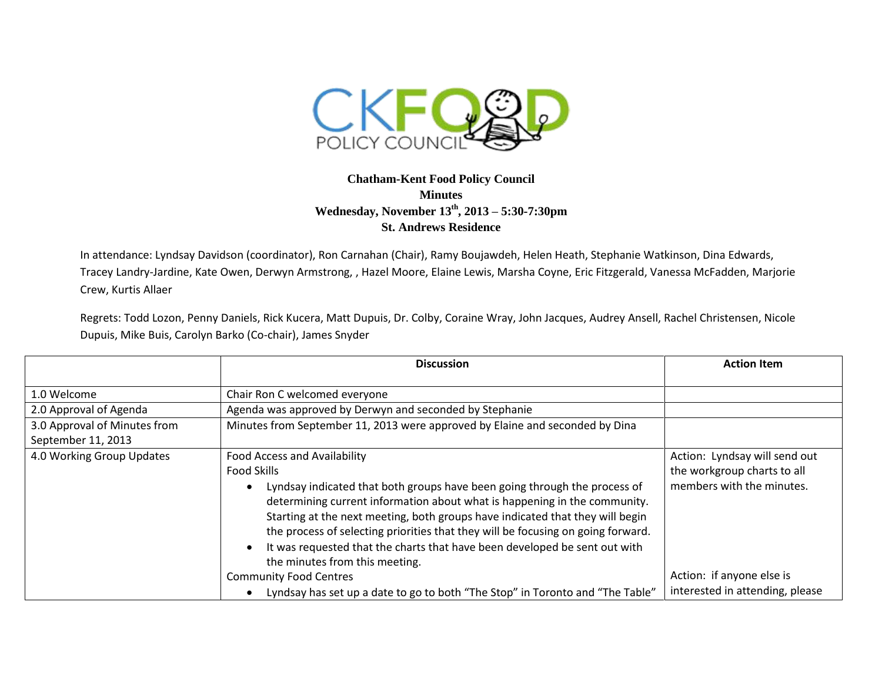CKFOOD POLICY COUNCIL

**Chatham-Kent Food Policy Council**
**Minutes**
**Wednesday, November 13th, 2013 – 5:30-7:30pm**
**St. Andrews Residence**

In attendance: Lyndsay Davidson (coordinator), Ron Carnahan (Chair), Ramy Boujawdeh, Helen Heath, Stephanie Watkinson, Dina Edwards, Tracey Landry-Jardine, Kate Owen, Derwyn Armstrong, , Hazel Moore, Elaine Lewis, Marsha Coyne, Eric Fitzgerald, Vanessa McFadden, Marjorie Crew, Kurtis Allaer

Regrets: Todd Lozon, Penny Daniels, Rick Kucera, Matt Dupuis, Dr. Colby, Coraine Wray, John Jacques, Audrey Ansell, Rachel Christensen, Nicole Dupuis, Mike Buis, Carolyn Barko (Co-chair), James Snyder

| | Discussion | Action Item |
|---|---|---|
| 1.0 Welcome | Chair Ron C welcomed everyone | |
| 2.0 Approval of Agenda | Agenda was approved by Derwyn and seconded by Stephanie | |
| 3.0 Approval of Minutes from September 11, 2013 | Minutes from September 11, 2013 were approved by Elaine and seconded by Dina | |
| 4.0 Working Group Updates | Food Access and Availability<br>Food Skills<br>• Lyndsay indicated that both groups have been going through the process of determining current information about what is happening in the community. Starting at the next meeting, both groups have indicated that they will begin the process of selecting priorities that they will be focusing on going forward.<br>• It was requested that the charts that have been developed be sent out with the minutes from this meeting.<br>Community Food Centres<br>• Lyndsay has set up a date to go to both "The Stop" in Toronto and "The Table" | Action: Lyndsay will send out the workgroup charts to all members with the minutes.<br><br>Action: if anyone else is interested in attending, please |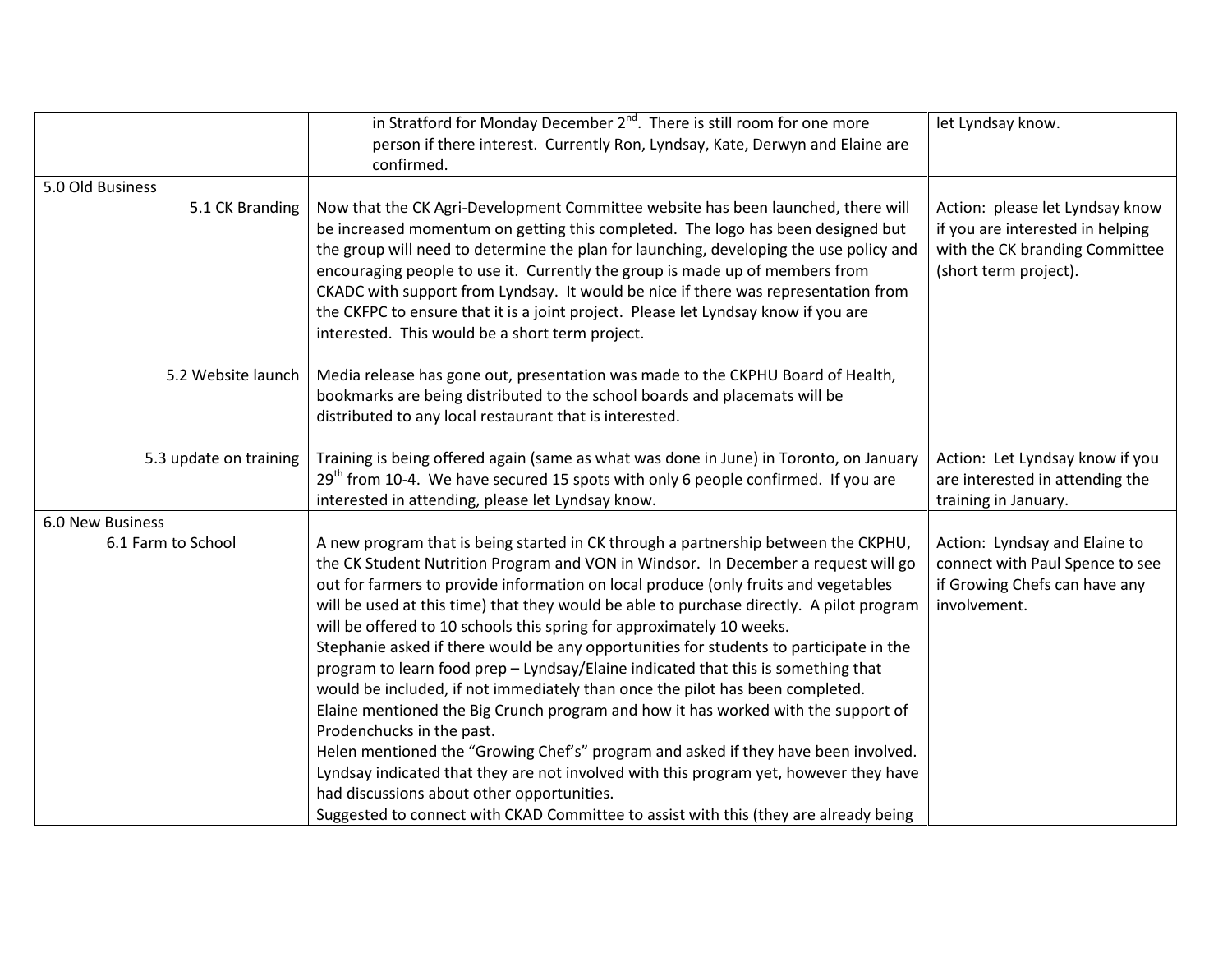| | | |
|---|---|---|
| | in Stratford for Monday December 2nd. There is still room for one more person if there interest. Currently Ron, Lyndsay, Kate, Derwyn and Elaine are confirmed. | let Lyndsay know. |
| 5.0 Old Business | | |
| 5.1 CK Branding | Now that the CK Agri-Development Committee website has been launched, there will be increased momentum on getting this completed. The logo has been designed but the group will need to determine the plan for launching, developing the use policy and encouraging people to use it. Currently the group is made up of members from CKADC with support from Lyndsay. It would be nice if there was representation from the CKFPC to ensure that it is a joint project. Please let Lyndsay know if you are interested. This would be a short term project. | Action: please let Lyndsay know if you are interested in helping with the CK branding Committee (short term project). |
| 5.2 Website launch | Media release has gone out, presentation was made to the CKPHU Board of Health, bookmarks are being distributed to the school boards and placemats will be distributed to any local restaurant that is interested. | |
| 5.3 update on training | Training is being offered again (same as what was done in June) in Toronto, on January 29th from 10-4. We have secured 15 spots with only 6 people confirmed. If you are interested in attending, please let Lyndsay know. | Action: Let Lyndsay know if you are interested in attending the training in January. |
| 6.0 New Business | | |
| 6.1 Farm to School | A new program that is being started in CK through a partnership between the CKPHU, the CK Student Nutrition Program and VON in Windsor. In December a request will go out for farmers to provide information on local produce (only fruits and vegetables will be used at this time) that they would be able to purchase directly. A pilot program will be offered to 10 schools this spring for approximately 10 weeks.<br>Stephanie asked if there would be any opportunities for students to participate in the program to learn food prep – Lyndsay/Elaine indicated that this is something that would be included, if not immediately than once the pilot has been completed.<br>Elaine mentioned the Big Crunch program and how it has worked with the support of Prodenchucks in the past.<br>Helen mentioned the "Growing Chef's" program and asked if they have been involved. Lyndsay indicated that they are not involved with this program yet, however they have had discussions about other opportunities.<br>Suggested to connect with CKAD Committee to assist with this (they are already being | Action: Lyndsay and Elaine to connect with Paul Spence to see if Growing Chefs can have any involvement. |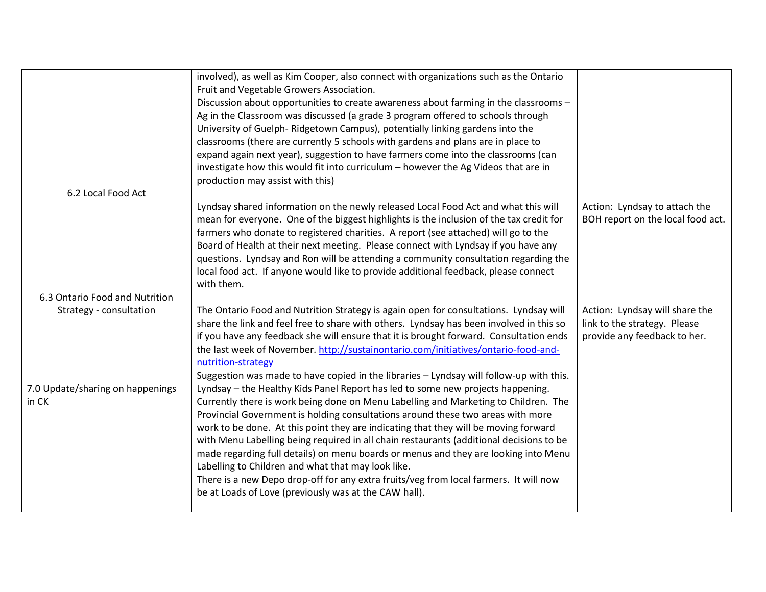| | | |
|---|---|---|
| | involved), as well as Kim Cooper, also connect with organizations such as the Ontario Fruit and Vegetable Growers Association.<br>Discussion about opportunities to create awareness about farming in the classrooms – Ag in the Classroom was discussed (a grade 3 program offered to schools through University of Guelph- Ridgetown Campus), potentially linking gardens into the classrooms (there are currently 5 schools with gardens and plans are in place to expand again next year), suggestion to have farmers come into the classrooms (can investigate how this would fit into curriculum – however the Ag Videos that are in production may assist with this) | |
| 6.2 Local Food Act | Lyndsay shared information on the newly released Local Food Act and what this will mean for everyone. One of the biggest highlights is the inclusion of the tax credit for farmers who donate to registered charities. A report (see attached) will go to the Board of Health at their next meeting. Please connect with Lyndsay if you have any questions. Lyndsay and Ron will be attending a community consultation regarding the local food act. If anyone would like to provide additional feedback, please connect with them. | Action: Lyndsay to attach the BOH report on the local food act. |
| 6.3 Ontario Food and Nutrition Strategy - consultation | The Ontario Food and Nutrition Strategy is again open for consultations. Lyndsay will share the link and feel free to share with others. Lyndsay has been involved in this so if you have any feedback she will ensure that it is brought forward. Consultation ends the last week of November. [http://sustainontario.com/initiatives/ontario-food-and-nutrition-strategy](http://sustainontario.com/initiatives/ontario-food-and-nutrition-strategy)<br>Suggestion was made to have copied in the libraries – Lyndsay will follow-up with this. | Action: Lyndsay will share the link to the strategy. Please provide any feedback to her. |
| 7.0 Update/sharing on happenings in CK | Lyndsay – the Healthy Kids Panel Report has led to some new projects happening. Currently there is work being done on Menu Labelling and Marketing to Children. The Provincial Government is holding consultations around these two areas with more work to be done. At this point they are indicating that they will be moving forward with Menu Labelling being required in all chain restaurants (additional decisions to be made regarding full details) on menu boards or menus and they are looking into Menu Labelling to Children and what that may look like.<br>There is a new Depo drop-off for any extra fruits/veg from local farmers. It will now be at Loads of Love (previously was at the CAW hall). | |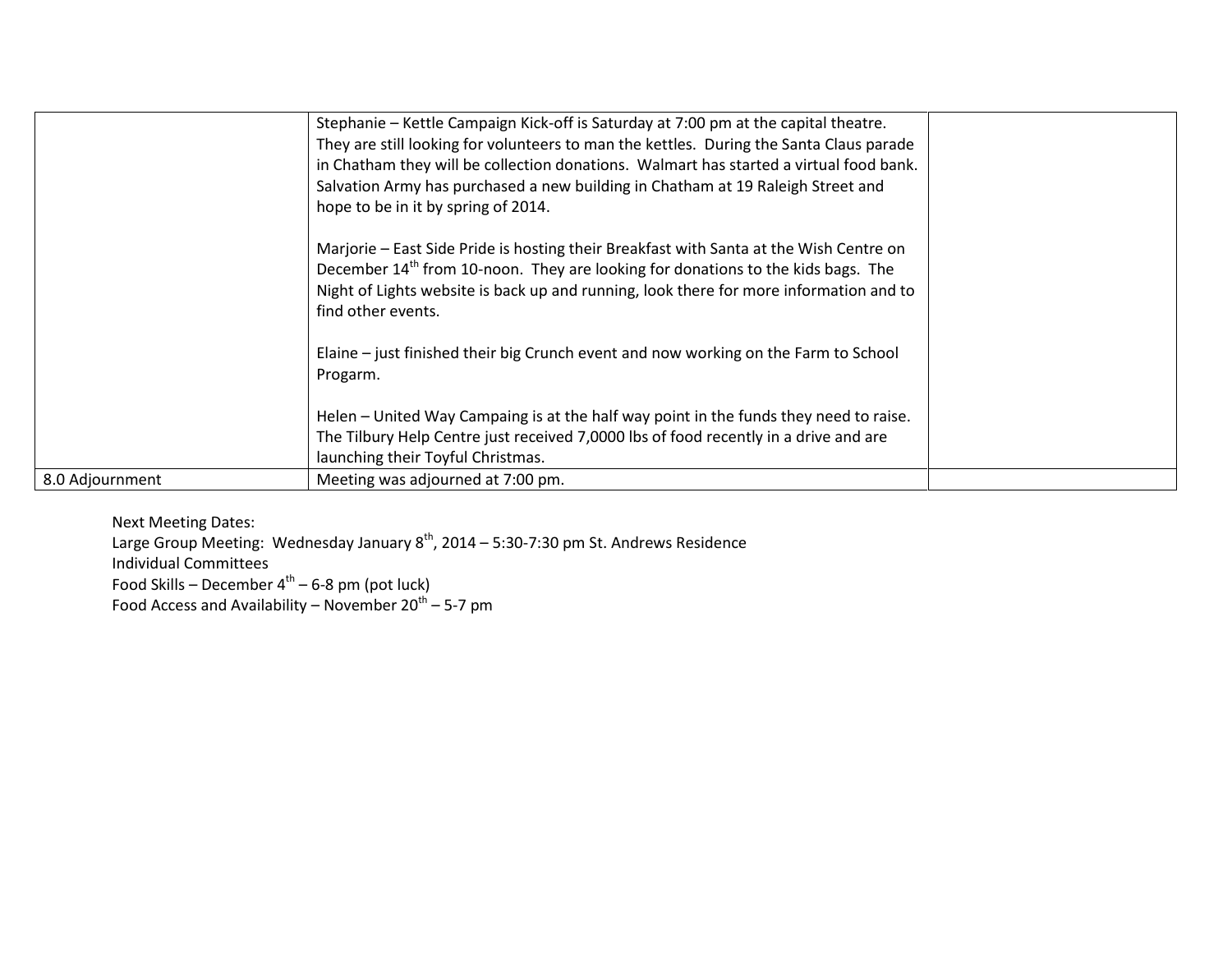| | | |
|---|---|---|
| | Stephanie – Kettle Campaign Kick-off is Saturday at 7:00 pm at the capital theatre. They are still looking for volunteers to man the kettles. During the Santa Claus parade in Chatham they will be collection donations. Walmart has started a virtual food bank. Salvation Army has purchased a new building in Chatham at 19 Raleigh Street and hope to be in it by spring of 2014.<br><br>Marjorie – East Side Pride is hosting their Breakfast with Santa at the Wish Centre on December 14th from 10-noon. They are looking for donations to the kids bags. The Night of Lights website is back up and running, look there for more information and to find other events.<br><br>Elaine – just finished their big Crunch event and now working on the Farm to School Progarm.<br><br>Helen – United Way Campaing is at the half way point in the funds they need to raise. The Tilbury Help Centre just received 7,0000 lbs of food recently in a drive and are launching their Toyful Christmas. | |
| 8.0 Adjournment | Meeting was adjourned at 7:00 pm. | |

Next Meeting Dates:
Large Group Meeting: Wednesday January 8th, 2014 – 5:30-7:30 pm St. Andrews Residence
Individual Committees
Food Skills – December 4th – 6-8 pm (pot luck)
Food Access and Availability – November 20th – 5-7 pm